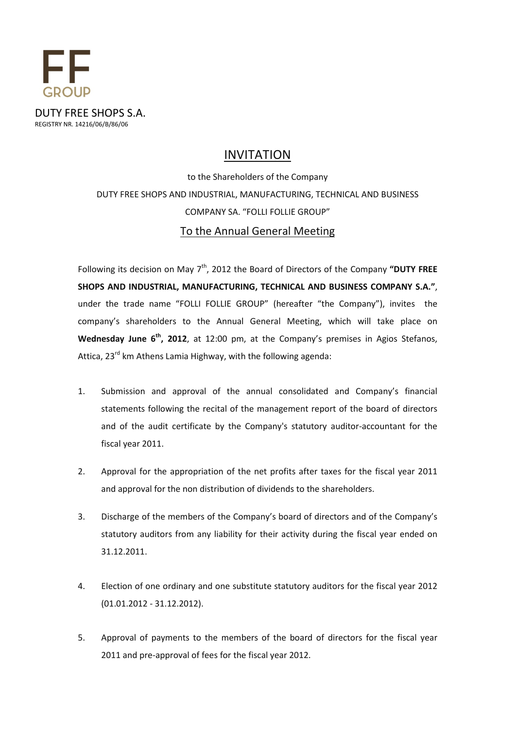FF
GROUP

DUTY FREE SHOPS S.A.
REGISTRY NR. 14216/06/B/86/06

# INVITATION

to the Shareholders of the Company
DUTY FREE SHOPS AND INDUSTRIAL, MANUFACTURING, TECHNICAL AND BUSINESS COMPANY SA. "FOLLI FOLLIE GROUP"

## To the Annual General Meeting

Following its decision on May 7th, 2012 the Board of Directors of the Company **"DUTY FREE SHOPS AND INDUSTRIAL, MANUFACTURING, TECHNICAL AND BUSINESS COMPANY S.A."**, under the trade name "FOLLI FOLLIE GROUP" (hereafter "the Company"), invites the company's shareholders to the Annual General Meeting, which will take place on **Wednesday June 6th, 2012**, at 12:00 pm, at the Company's premises in Agios Stefanos, Attica, 23rd km Athens Lamia Highway, with the following agenda:

1. Submission and approval of the annual consolidated and Company's financial statements following the recital of the management report of the board of directors and of the audit certificate by the Company's statutory auditor-accountant for the fiscal year 2011.

2. Approval for the appropriation of the net profits after taxes for the fiscal year 2011 and approval for the non distribution of dividends to the shareholders.

3. Discharge of the members of the Company's board of directors and of the Company's statutory auditors from any liability for their activity during the fiscal year ended on 31.12.2011.

4. Election of one ordinary and one substitute statutory auditors for the fiscal year 2012 (01.01.2012 - 31.12.2012).

5. Approval of payments to the members of the board of directors for the fiscal year 2011 and pre-approval of fees for the fiscal year 2012.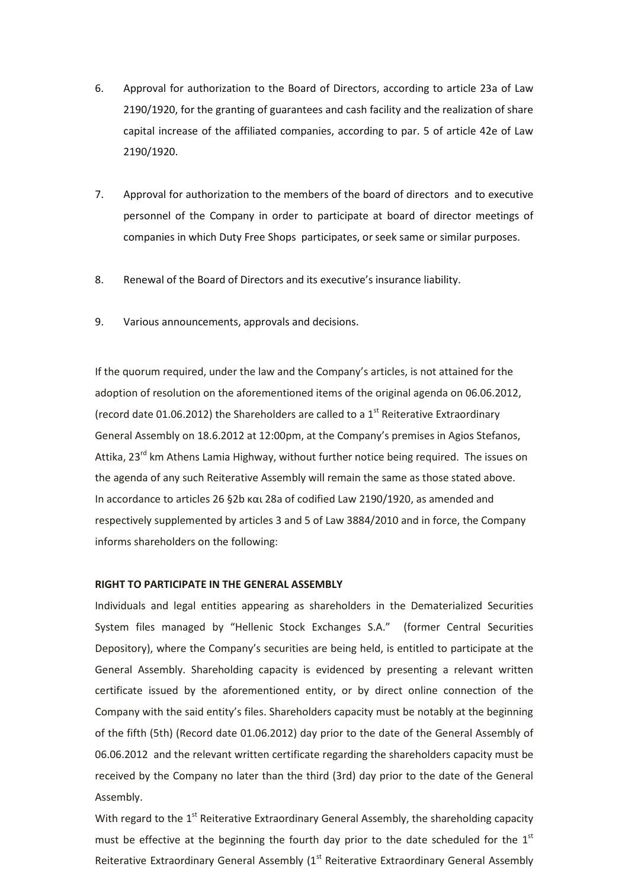6. Approval for authorization to the Board of Directors, according to article 23a of Law 2190/1920, for the granting of guarantees and cash facility and the realization of share capital increase of the affiliated companies, according to par. 5 of article 42e of Law 2190/1920.

7. Approval for authorization to the members of the board of directors and to executive personnel of the Company in order to participate at board of director meetings of companies in which Duty Free Shops participates, or seek same or similar purposes.

8. Renewal of the Board of Directors and its executive's insurance liability.

9. Various announcements, approvals and decisions.

If the quorum required, under the law and the Company's articles, is not attained for the adoption of resolution on the aforementioned items of the original agenda on 06.06.2012, (record date 01.06.2012) the Shareholders are called to a 1st Reiterative Extraordinary General Assembly on 18.6.2012 at 12:00pm, at the Company's premises in Agios Stefanos, Attika, 23rd km Athens Lamia Highway, without further notice being required. The issues on the agenda of any such Reiterative Assembly will remain the same as those stated above. In accordance to articles 26 §2b και 28a of codified Law 2190/1920, as amended and respectively supplemented by articles 3 and 5 of Law 3884/2010 and in force, the Company informs shareholders on the following:

**RIGHT TO PARTICIPATE IN THE GENERAL ASSEMBLY**

Individuals and legal entities appearing as shareholders in the Dematerialized Securities System files managed by "Hellenic Stock Exchanges S.A." (former Central Securities Depository), where the Company's securities are being held, is entitled to participate at the General Assembly. Shareholding capacity is evidenced by presenting a relevant written certificate issued by the aforementioned entity, or by direct online connection of the Company with the said entity's files. Shareholders capacity must be notably at the beginning of the fifth (5th) (Record date 01.06.2012) day prior to the date of the General Assembly of 06.06.2012 and the relevant written certificate regarding the shareholders capacity must be received by the Company no later than the third (3rd) day prior to the date of the General Assembly.

With regard to the 1st Reiterative Extraordinary General Assembly, the shareholding capacity must be effective at the beginning the fourth day prior to the date scheduled for the 1st Reiterative Extraordinary General Assembly (1st Reiterative Extraordinary General Assembly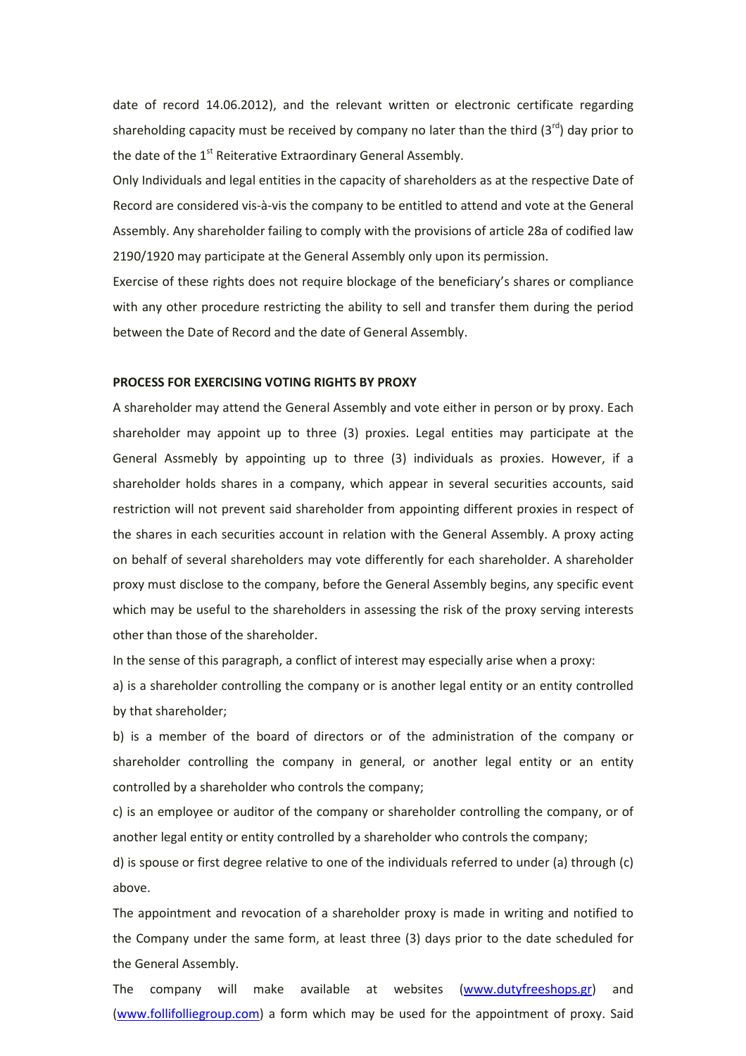date of record 14.06.2012), and the relevant written or electronic certificate regarding shareholding capacity must be received by company no later than the third (3rd) day prior to the date of the 1st Reiterative Extraordinary General Assembly.

Only Individuals and legal entities in the capacity of shareholders as at the respective Date of Record are considered vis-à-vis the company to be entitled to attend and vote at the General Assembly. Any shareholder failing to comply with the provisions of article 28a of codified law 2190/1920 may participate at the General Assembly only upon its permission.

Exercise of these rights does not require blockage of the beneficiary's shares or compliance with any other procedure restricting the ability to sell and transfer them during the period between the Date of Record and the date of General Assembly.

**PROCESS FOR EXERCISING VOTING RIGHTS BY PROXY**

A shareholder may attend the General Assembly and vote either in person or by proxy. Each shareholder may appoint up to three (3) proxies. Legal entities may participate at the General Assmebly by appointing up to three (3) individuals as proxies. However, if a shareholder holds shares in a company, which appear in several securities accounts, said restriction will not prevent said shareholder from appointing different proxies in respect of the shares in each securities account in relation with the General Assembly. A proxy acting on behalf of several shareholders may vote differently for each shareholder. A shareholder proxy must disclose to the company, before the General Assembly begins, any specific event which may be useful to the shareholders in assessing the risk of the proxy serving interests other than those of the shareholder.

In the sense of this paragraph, a conflict of interest may especially arise when a proxy:

a) is a shareholder controlling the company or is another legal entity or an entity controlled by that shareholder;

b) is a member of the board of directors or of the administration of the company or shareholder controlling the company in general, or another legal entity or an entity controlled by a shareholder who controls the company;

c) is an employee or auditor of the company or shareholder controlling the company, or of another legal entity or entity controlled by a shareholder who controls the company;

d) is spouse or first degree relative to one of the individuals referred to under (a) through (c) above.

The appointment and revocation of a shareholder proxy is made in writing and notified to the Company under the same form, at least three (3) days prior to the date scheduled for the General Assembly.

The company will make available at websites (www.dutyfreeshops.gr) and (www.follifolliegroup.com) a form which may be used for the appointment of proxy. Said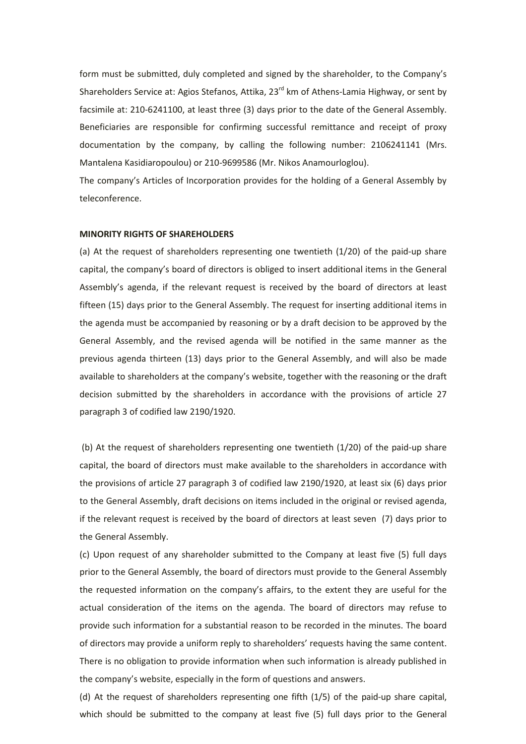form must be submitted, duly completed and signed by the shareholder, to the Company's Shareholders Service at: Agios Stefanos, Attika, 23rd km of Athens-Lamia Highway, or sent by facsimile at: 210-6241100, at least three (3) days prior to the date of the General Assembly. Beneficiaries are responsible for confirming successful remittance and receipt of proxy documentation by the company, by calling the following number: 2106241141 (Mrs. Mantalena Kasidiaropoulou) or 210-9699586 (Mr. Nikos Anamourloglou).

The company's Articles of Incorporation provides for the holding of a General Assembly by teleconference.

**MINORITY RIGHTS OF SHAREHOLDERS**

(a) At the request of shareholders representing one twentieth (1/20) of the paid-up share capital, the company's board of directors is obliged to insert additional items in the General Assembly's agenda, if the relevant request is received by the board of directors at least fifteen (15) days prior to the General Assembly. The request for inserting additional items in the agenda must be accompanied by reasoning or by a draft decision to be approved by the General Assembly, and the revised agenda will be notified in the same manner as the previous agenda thirteen (13) days prior to the General Assembly, and will also be made available to shareholders at the company's website, together with the reasoning or the draft decision submitted by the shareholders in accordance with the provisions of article 27 paragraph 3 of codified law 2190/1920.

(b) At the request of shareholders representing one twentieth (1/20) of the paid-up share capital, the board of directors must make available to the shareholders in accordance with the provisions of article 27 paragraph 3 of codified law 2190/1920, at least six (6) days prior to the General Assembly, draft decisions on items included in the original or revised agenda, if the relevant request is received by the board of directors at least seven (7) days prior to the General Assembly.

(c) Upon request of any shareholder submitted to the Company at least five (5) full days prior to the General Assembly, the board of directors must provide to the General Assembly the requested information on the company's affairs, to the extent they are useful for the actual consideration of the items on the agenda. The board of directors may refuse to provide such information for a substantial reason to be recorded in the minutes. The board of directors may provide a uniform reply to shareholders' requests having the same content. There is no obligation to provide information when such information is already published in the company's website, especially in the form of questions and answers.

(d) At the request of shareholders representing one fifth (1/5) of the paid-up share capital, which should be submitted to the company at least five (5) full days prior to the General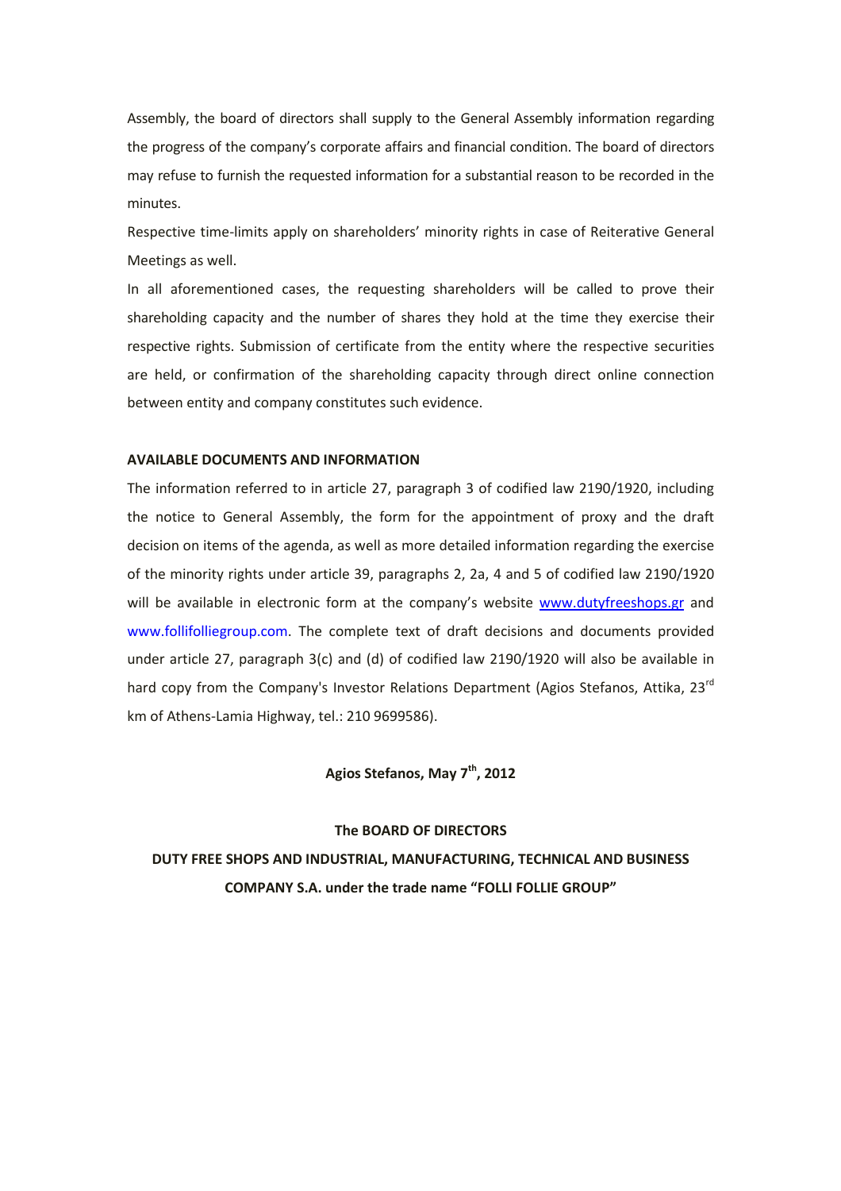Assembly, the board of directors shall supply to the General Assembly information regarding the progress of the company's corporate affairs and financial condition. The board of directors may refuse to furnish the requested information for a substantial reason to be recorded in the minutes.

Respective time-limits apply on shareholders' minority rights in case of Reiterative General Meetings as well.

In all aforementioned cases, the requesting shareholders will be called to prove their shareholding capacity and the number of shares they hold at the time they exercise their respective rights. Submission of certificate from the entity where the respective securities are held, or confirmation of the shareholding capacity through direct online connection between entity and company constitutes such evidence.

**AVAILABLE DOCUMENTS AND INFORMATION**

The information referred to in article 27, paragraph 3 of codified law 2190/1920, including the notice to General Assembly, the form for the appointment of proxy and the draft decision on items of the agenda, as well as more detailed information regarding the exercise of the minority rights under article 39, paragraphs 2, 2a, 4 and 5 of codified law 2190/1920 will be available in electronic form at the company's website www.dutyfreeshops.gr and www.follifolliegroup.com. The complete text of draft decisions and documents provided under article 27, paragraph 3(c) and (d) of codified law 2190/1920 will also be available in hard copy from the Company's Investor Relations Department (Agios Stefanos, Attika, 23rd km of Athens-Lamia Highway, tel.: 210 9699586).

**Agios Stefanos, May 7th, 2012**

**The BOARD OF DIRECTORS**

**DUTY FREE SHOPS AND INDUSTRIAL, MANUFACTURING, TECHNICAL AND BUSINESS COMPANY S.A. under the trade name "FOLLI FOLLIE GROUP"**